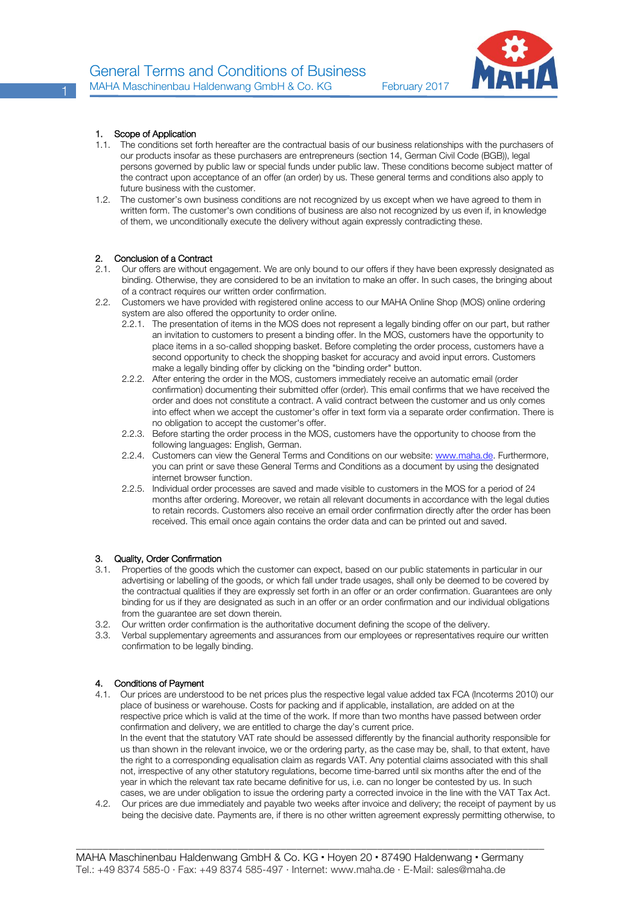# General Terms and Conditions of Business

MAHA Maschinenbau Haldenwang GmbH & Co. KG February 2017

## 1. Scope of Application

1.1. The conditions set forth hereafter are the contractual basis of our business relationships with the purchasers of our products insofar as these purchasers are entrepreneurs (section 14, German Civil Code (BGB)), legal persons governed by public law or special funds under public law. These conditions become subject matter of the contract upon acceptance of an offer (an order) by us. These general terms and conditions also apply to future business with the customer.

1.2. The customer's own business conditions are not recognized by us except when we have agreed to them in written form. The customer's own conditions of business are also not recognized by us even if, in knowledge of them, we unconditionally execute the delivery without again expressly contradicting these.

## 2. Conclusion of a Contract

2.1. Our offers are without engagement. We are only bound to our offers if they have been expressly designated as binding. Otherwise, they are considered to be an invitation to make an offer. In such cases, the bringing about of a contract requires our written order confirmation.

2.2. Customers we have provided with registered online access to our MAHA Online Shop (MOS) online ordering system are also offered the opportunity to order online.

2.2.1. The presentation of items in the MOS does not represent a legally binding offer on our part, but rather an invitation to customers to present a binding offer. In the MOS, customers have the opportunity to place items in a so-called shopping basket. Before completing the order process, customers have a second opportunity to check the shopping basket for accuracy and avoid input errors. Customers make a legally binding offer by clicking on the "binding order" button.

2.2.2. After entering the order in the MOS, customers immediately receive an automatic email (order confirmation) documenting their submitted offer (order). This email confirms that we have received the order and does not constitute a contract. A valid contract between the customer and us only comes into effect when we accept the customer's offer in text form via a separate order confirmation. There is no obligation to accept the customer's offer.

2.2.3. Before starting the order process in the MOS, customers have the opportunity to choose from the following languages: English, German.

2.2.4. Customers can view the General Terms and Conditions on our website: www.maha.de. Furthermore, you can print or save these General Terms and Conditions as a document by using the designated internet browser function.

2.2.5. Individual order processes are saved and made visible to customers in the MOS for a period of 24 months after ordering. Moreover, we retain all relevant documents in accordance with the legal duties to retain records. Customers also receive an email order confirmation directly after the order has been received. This email once again contains the order data and can be printed out and saved.

## 3. Quality, Order Confirmation

3.1. Properties of the goods which the customer can expect, based on our public statements in particular in our advertising or labelling of the goods, or which fall under trade usages, shall only be deemed to be covered by the contractual qualities if they are expressly set forth in an offer or an order confirmation. Guarantees are only binding for us if they are designated as such in an offer or an order confirmation and our individual obligations from the guarantee are set down therein.

3.2. Our written order confirmation is the authoritative document defining the scope of the delivery.

3.3. Verbal supplementary agreements and assurances from our employees or representatives require our written confirmation to be legally binding.

## 4. Conditions of Payment

4.1. Our prices are understood to be net prices plus the respective legal value added tax FCA (Incoterms 2010) our place of business or warehouse. Costs for packing and if applicable, installation, are added on at the respective price which is valid at the time of the work. If more than two months have passed between order confirmation and delivery, we are entitled to charge the day's current price.
In the event that the statutory VAT rate should be assessed differently by the financial authority responsible for us than shown in the relevant invoice, we or the ordering party, as the case may be, shall, to that extent, have the right to a corresponding equalisation claim as regards VAT. Any potential claims associated with this shall not, irrespective of any other statutory regulations, become time-barred until six months after the end of the year in which the relevant tax rate became definitive for us, i.e. can no longer be contested by us. In such cases, we are under obligation to issue the ordering party a corrected invoice in the line with the VAT Tax Act.

4.2. Our prices are due immediately and payable two weeks after invoice and delivery; the receipt of payment by us being the decisive date. Payments are, if there is no other written agreement expressly permitting otherwise, to

MAHA Maschinenbau Haldenwang GmbH & Co. KG • Hoyen 20 • 87490 Haldenwang • Germany
Tel.: +49 8374 585-0 · Fax: +49 8374 585-497 · Internet: www.maha.de · E-Mail: sales@maha.de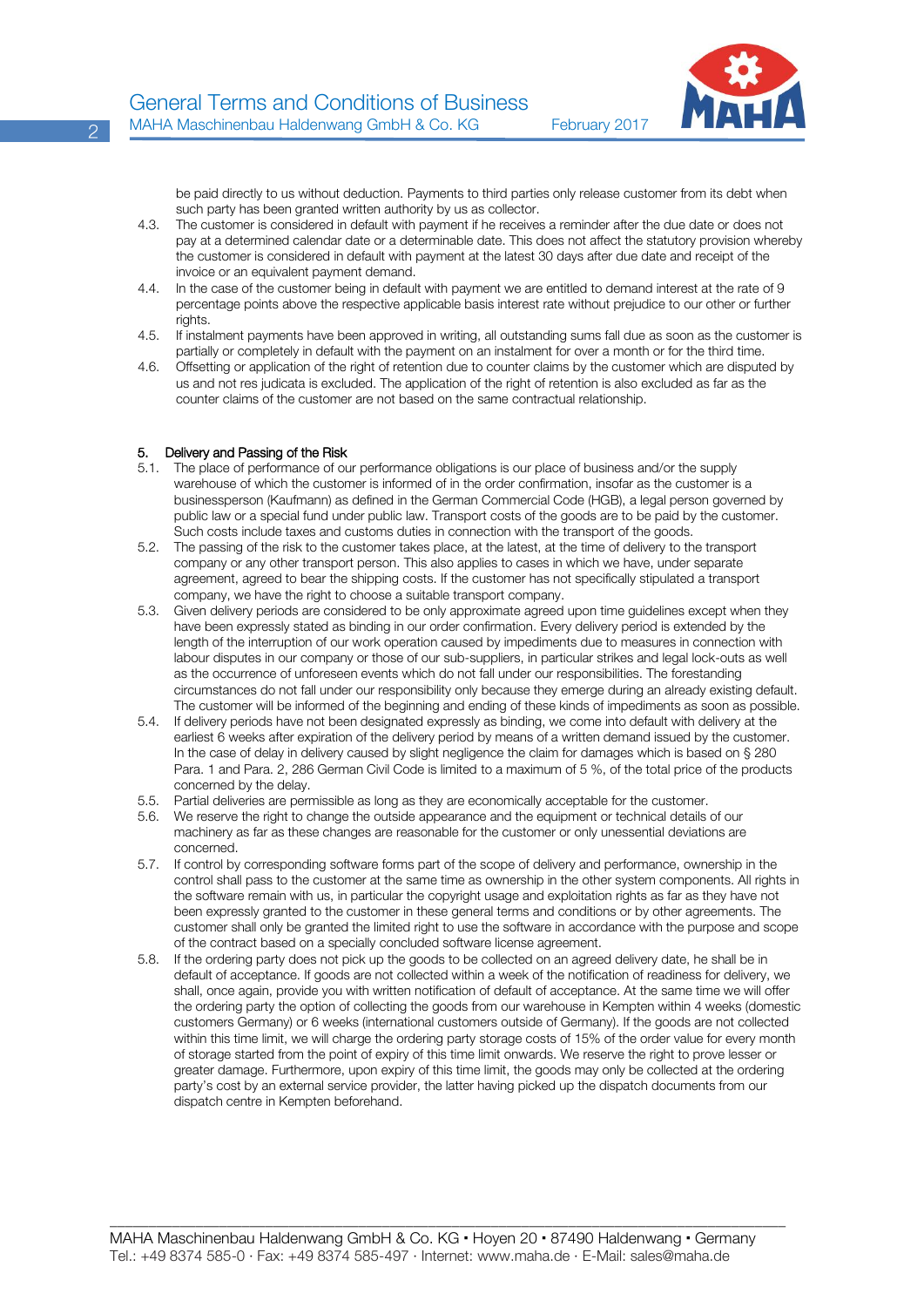be paid directly to us without deduction. Payments to third parties only release customer from its debt when such party has been granted written authority by us as collector.

4.3. The customer is considered in default with payment if he receives a reminder after the due date or does not pay at a determined calendar date or a determinable date. This does not affect the statutory provision whereby the customer is considered in default with payment at the latest 30 days after due date and receipt of the invoice or an equivalent payment demand.

4.4. In the case of the customer being in default with payment we are entitled to demand interest at the rate of 9 percentage points above the respective applicable basis interest rate without prejudice to our other or further rights.

4.5. If instalment payments have been approved in writing, all outstanding sums fall due as soon as the customer is partially or completely in default with the payment on an instalment for over a month or for the third time.

4.6. Offsetting or application of the right of retention due to counter claims by the customer which are disputed by us and not res judicata is excluded. The application of the right of retention is also excluded as far as the counter claims of the customer are not based on the same contractual relationship.

## 5. Delivery and Passing of the Risk

5.1. The place of performance of our performance obligations is our place of business and/or the supply warehouse of which the customer is informed of in the order confirmation, insofar as the customer is a businessperson (Kaufmann) as defined in the German Commercial Code (HGB), a legal person governed by public law or a special fund under public law. Transport costs of the goods are to be paid by the customer. Such costs include taxes and customs duties in connection with the transport of the goods.

5.2. The passing of the risk to the customer takes place, at the latest, at the time of delivery to the transport company or any other transport person. This also applies to cases in which we have, under separate agreement, agreed to bear the shipping costs. If the customer has not specifically stipulated a transport company, we have the right to choose a suitable transport company.

5.3. Given delivery periods are considered to be only approximate agreed upon time guidelines except when they have been expressly stated as binding in our order confirmation. Every delivery period is extended by the length of the interruption of our work operation caused by impediments due to measures in connection with labour disputes in our company or those of our sub-suppliers, in particular strikes and legal lock-outs as well as the occurrence of unforeseen events which do not fall under our responsibilities. The forestanding circumstances do not fall under our responsibility only because they emerge during an already existing default. The customer will be informed of the beginning and ending of these kinds of impediments as soon as possible.

5.4. If delivery periods have not been designated expressly as binding, we come into default with delivery at the earliest 6 weeks after expiration of the delivery period by means of a written demand issued by the customer. In the case of delay in delivery caused by slight negligence the claim for damages which is based on § 280 Para. 1 and Para. 2, 286 German Civil Code is limited to a maximum of 5 %, of the total price of the products concerned by the delay.

5.5. Partial deliveries are permissible as long as they are economically acceptable for the customer.

5.6. We reserve the right to change the outside appearance and the equipment or technical details of our machinery as far as these changes are reasonable for the customer or only unessential deviations are concerned.

5.7. If control by corresponding software forms part of the scope of delivery and performance, ownership in the control shall pass to the customer at the same time as ownership in the other system components. All rights in the software remain with us, in particular the copyright usage and exploitation rights as far as they have not been expressly granted to the customer in these general terms and conditions or by other agreements. The customer shall only be granted the limited right to use the software in accordance with the purpose and scope of the contract based on a specially concluded software license agreement.

5.8. If the ordering party does not pick up the goods to be collected on an agreed delivery date, he shall be in default of acceptance. If goods are not collected within a week of the notification of readiness for delivery, we shall, once again, provide you with written notification of default of acceptance. At the same time we will offer the ordering party the option of collecting the goods from our warehouse in Kempten within 4 weeks (domestic customers Germany) or 6 weeks (international customers outside of Germany). If the goods are not collected within this time limit, we will charge the ordering party storage costs of 15% of the order value for every month of storage started from the point of expiry of this time limit onwards. We reserve the right to prove lesser or greater damage. Furthermore, upon expiry of this time limit, the goods may only be collected at the ordering party's cost by an external service provider, the latter having picked up the dispatch documents from our dispatch centre in Kempten beforehand.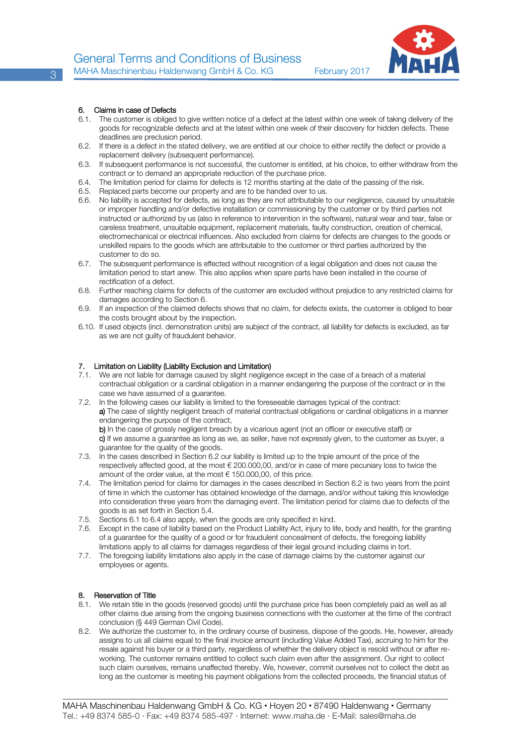## 6. Claims in case of Defects

6.1. The customer is obliged to give written notice of a defect at the latest within one week of taking delivery of the goods for recognizable defects and at the latest within one week of their discovery for hidden defects. These deadlines are preclusion period.

6.2. If there is a defect in the stated delivery, we are entitled at our choice to either rectify the defect or provide a replacement delivery (subsequent performance).

6.3. If subsequent performance is not successful, the customer is entitled, at his choice, to either withdraw from the contract or to demand an appropriate reduction of the purchase price.

6.4. The limitation period for claims for defects is 12 months starting at the date of the passing of the risk.

6.5. Replaced parts become our property and are to be handed over to us.

6.6. No liability is accepted for defects, as long as they are not attributable to our negligence, caused by unsuitable or improper handling and/or defective installation or commissioning by the customer or by third parties not instructed or authorized by us (also in reference to intervention in the software), natural wear and tear, false or careless treatment, unsuitable equipment, replacement materials, faulty construction, creation of chemical, electromechanical or electrical influences. Also excluded from claims for defects are changes to the goods or unskilled repairs to the goods which are attributable to the customer or third parties authorized by the customer to do so.

6.7. The subsequent performance is effected without recognition of a legal obligation and does not cause the limitation period to start anew. This also applies when spare parts have been installed in the course of rectification of a defect.

6.8. Further reaching claims for defects of the customer are excluded without prejudice to any restricted claims for damages according to Section 6.

6.9. If an inspection of the claimed defects shows that no claim, for defects exists, the customer is obliged to bear the costs brought about by the inspection.

6.10. If used objects (incl. demonstration units) are subject of the contract, all liability for defects is excluded, as far as we are not guilty of fraudulent behavior.

## 7. Limitation on Liability (Liability Exclusion and Limitation)

7.1. We are not liable for damage caused by slight negligence except in the case of a breach of a material contractual obligation or a cardinal obligation in a manner endangering the purpose of the contract or in the case we have assumed of a guarantee.

7.2. In the following cases our liability is limited to the foreseeable damages typical of the contract:
**a)** The case of slightly negligent breach of material contractual obligations or cardinal obligations in a manner endangering the purpose of the contract,
**b)** In the case of grossly negligent breach by a vicarious agent (not an officer or executive staff) or
**c)** If we assume a guarantee as long as we, as seller, have not expressly given, to the customer as buyer, a guarantee for the quality of the goods.

7.3. In the cases described in Section 6.2 our liability is limited up to the triple amount of the price of the respectively affected good, at the most € 200.000,00, and/or in case of mere pecuniary loss to twice the amount of the order value, at the most € 150.000,00, of this price.

7.4. The limitation period for claims for damages in the cases described in Section 6.2 is two years from the point of time in which the customer has obtained knowledge of the damage, and/or without taking this knowledge into consideration three years from the damaging event. The limitation period for claims due to defects of the goods is as set forth in Section 5.4.

7.5. Sections 6.1 to 6.4 also apply, when the goods are only specified in kind.

7.6. Except in the case of liability based on the Product Liability Act, injury to life, body and health, for the granting of a guarantee for the quality of a good or for fraudulent concealment of defects, the foregoing liability limitations apply to all claims for damages regardless of their legal ground including claims in tort.

7.7. The foregoing liability limitations also apply in the case of damage claims by the customer against our employees or agents.

## 8. Reservation of Title

8.1. We retain title in the goods (reserved goods) until the purchase price has been completely paid as well as all other claims due arising from the ongoing business connections with the customer at the time of the contract conclusion (§ 449 German Civil Code).

8.2. We authorize the customer to, in the ordinary course of business, dispose of the goods. He, however, already assigns to us all claims equal to the final invoice amount (including Value Added Tax), accruing to him for the resale against his buyer or a third party, regardless of whether the delivery object is resold without or after re-working. The customer remains entitled to collect such claim even after the assignment. Our right to collect such claim ourselves, remains unaffected thereby. We, however, commit ourselves not to collect the debt as long as the customer is meeting his payment obligations from the collected proceeds, the financial status of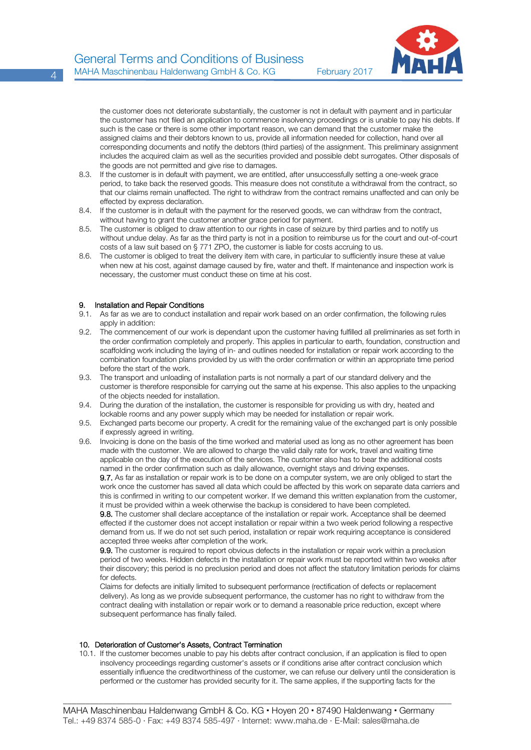the customer does not deteriorate substantially, the customer is not in default with payment and in particular the customer has not filed an application to commence insolvency proceedings or is unable to pay his debts. If such is the case or there is some other important reason, we can demand that the customer make the assigned claims and their debtors known to us, provide all information needed for collection, hand over all corresponding documents and notify the debtors (third parties) of the assignment. This preliminary assignment includes the acquired claim as well as the securities provided and possible debt surrogates. Other disposals of the goods are not permitted and give rise to damages.

8.3. If the customer is in default with payment, we are entitled, after unsuccessfully setting a one-week grace period, to take back the reserved goods. This measure does not constitute a withdrawal from the contract, so that our claims remain unaffected. The right to withdraw from the contract remains unaffected and can only be effected by express declaration.

8.4. If the customer is in default with the payment for the reserved goods, we can withdraw from the contract, without having to grant the customer another grace period for payment.

8.5. The customer is obliged to draw attention to our rights in case of seizure by third parties and to notify us without undue delay. As far as the third party is not in a position to reimburse us for the court and out-of-court costs of a law suit based on § 771 ZPO, the customer is liable for costs accruing to us.

8.6. The customer is obliged to treat the delivery item with care, in particular to sufficiently insure these at value when new at his cost, against damage caused by fire, water and theft. If maintenance and inspection work is necessary, the customer must conduct these on time at his cost.

## 9. Installation and Repair Conditions

9.1. As far as we are to conduct installation and repair work based on an order confirmation, the following rules apply in addition:

9.2. The commencement of our work is dependant upon the customer having fulfilled all preliminaries as set forth in the order confirmation completely and properly. This applies in particular to earth, foundation, construction and scaffolding work including the laying of in- and outlines needed for installation or repair work according to the combination foundation plans provided by us with the order confirmation or within an appropriate time period before the start of the work.

9.3. The transport and unloading of installation parts is not normally a part of our standard delivery and the customer is therefore responsible for carrying out the same at his expense. This also applies to the unpacking of the objects needed for installation.

9.4. During the duration of the installation, the customer is responsible for providing us with dry, heated and lockable rooms and any power supply which may be needed for installation or repair work.

9.5. Exchanged parts become our property. A credit for the remaining value of the exchanged part is only possible if expressly agreed in writing.

9.6. Invoicing is done on the basis of the time worked and material used as long as no other agreement has been made with the customer. We are allowed to charge the valid daily rate for work, travel and waiting time applicable on the day of the execution of the services. The customer also has to bear the additional costs named in the order confirmation such as daily allowance, overnight stays and driving expenses.

**9.7.** As far as installation or repair work is to be done on a computer system, we are only obliged to start the work once the customer has saved all data which could be affected by this work on separate data carriers and this is confirmed in writing to our competent worker. If we demand this written explanation from the customer, it must be provided within a week otherwise the backup is considered to have been completed.

**9.8.** The customer shall declare acceptance of the installation or repair work. Acceptance shall be deemed effected if the customer does not accept installation or repair within a two week period following a respective demand from us. If we do not set such period, installation or repair work requiring acceptance is considered accepted three weeks after completion of the work.

**9.9.** The customer is required to report obvious defects in the installation or repair work within a preclusion period of two weeks. Hidden defects in the installation or repair work must be reported within two weeks after their discovery; this period is no preclusion period and does not affect the statutory limitation periods for claims for defects.

Claims for defects are initially limited to subsequent performance (rectification of defects or replacement delivery). As long as we provide subsequent performance, the customer has no right to withdraw from the contract dealing with installation or repair work or to demand a reasonable price reduction, except where subsequent performance has finally failed.

## 10. Deterioration of Customer's Assets, Contract Termination

10.1. If the customer becomes unable to pay his debts after contract conclusion, if an application is filed to open insolvency proceedings regarding customer's assets or if conditions arise after contract conclusion which essentially influence the creditworthiness of the customer, we can refuse our delivery until the consideration is performed or the customer has provided security for it. The same applies, if the supporting facts for the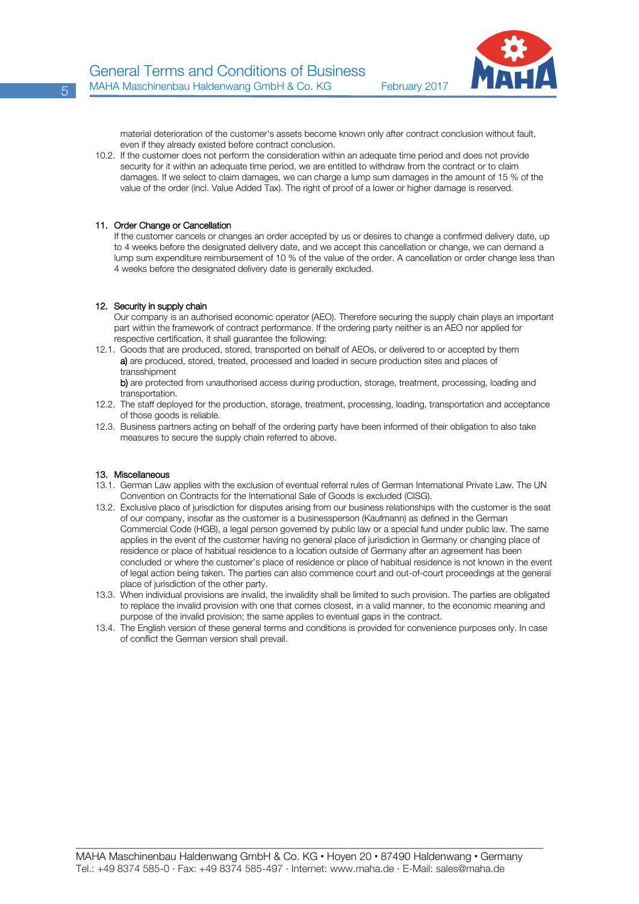material deterioration of the customer's assets become known only after contract conclusion without fault, even if they already existed before contract conclusion.

10.2. If the customer does not perform the consideration within an adequate time period and does not provide security for it within an adequate time period, we are entitled to withdraw from the contract or to claim damages. If we select to claim damages, we can charge a lump sum damages in the amount of 15 % of the value of the order (incl. Value Added Tax). The right of proof of a lower or higher damage is reserved.

## 11. Order Change or Cancellation

If the customer cancels or changes an order accepted by us or desires to change a confirmed delivery date, up to 4 weeks before the designated delivery date, and we accept this cancellation or change, we can demand a lump sum expenditure reimbursement of 10 % of the value of the order. A cancellation or order change less than 4 weeks before the designated delivery date is generally excluded.

## 12. Security in supply chain

Our company is an authorised economic operator (AEO). Therefore securing the supply chain plays an important part within the framework of contract performance. If the ordering party neither is an AEO nor applied for respective certification, it shall guarantee the following:

12.1. Goods that are produced, stored, transported on behalf of AEOs, or delivered to or accepted by them
**a)** are produced, stored, treated, processed and loaded in secure production sites and places of transshipment
**b)** are protected from unauthorised access during production, storage, treatment, processing, loading and transportation.

12.2. The staff deployed for the production, storage, treatment, processing, loading, transportation and acceptance of those goods is reliable.

12.3. Business partners acting on behalf of the ordering party have been informed of their obligation to also take measures to secure the supply chain referred to above.

## 13. Miscellaneous

13.1. German Law applies with the exclusion of eventual referral rules of German International Private Law. The UN Convention on Contracts for the International Sale of Goods is excluded (CISG).

13.2. Exclusive place of jurisdiction for disputes arising from our business relationships with the customer is the seat of our company, insofar as the customer is a businessperson (Kaufmann) as defined in the German Commercial Code (HGB), a legal person governed by public law or a special fund under public law. The same applies in the event of the customer having no general place of jurisdiction in Germany or changing place of residence or place of habitual residence to a location outside of Germany after an agreement has been concluded or where the customer's place of residence or place of habitual residence is not known in the event of legal action being taken. The parties can also commence court and out-of-court proceedings at the general place of jurisdiction of the other party.

13.3. When individual provisions are invalid, the invalidity shall be limited to such provision. The parties are obligated to replace the invalid provision with one that comes closest, in a valid manner, to the economic meaning and purpose of the invalid provision; the same applies to eventual gaps in the contract.

13.4. The English version of these general terms and conditions is provided for convenience purposes only. In case of conflict the German version shall prevail.